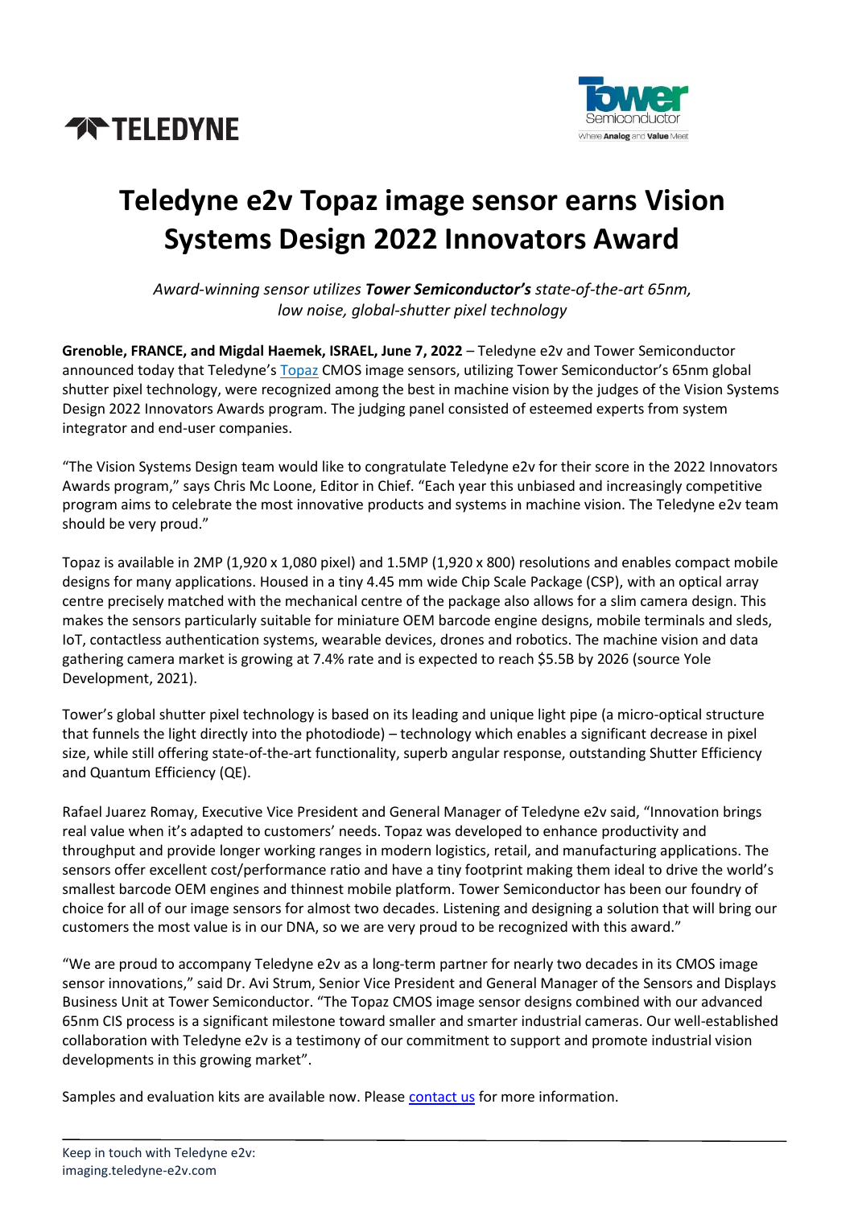# Teledyne e2v Topaz image sensor earns Vision Systems Design 2022 Innovators Award

*Award-winning sensor utilizes **Tower Semiconductor's** state-of-the-art 65nm, low noise, global-shutter pixel technology*

**Grenoble, FRANCE, and Migdal Haemek, ISRAEL, June 7, 2022** – Teledyne e2v and Tower Semiconductor announced today that Teledyne's Topaz CMOS image sensors, utilizing Tower Semiconductor's 65nm global shutter pixel technology, were recognized among the best in machine vision by the judges of the Vision Systems Design 2022 Innovators Awards program. The judging panel consisted of esteemed experts from system integrator and end-user companies.

"The Vision Systems Design team would like to congratulate Teledyne e2v for their score in the 2022 Innovators Awards program," says Chris Mc Loone, Editor in Chief. "Each year this unbiased and increasingly competitive program aims to celebrate the most innovative products and systems in machine vision. The Teledyne e2v team should be very proud."

Topaz is available in 2MP (1,920 x 1,080 pixel) and 1.5MP (1,920 x 800) resolutions and enables compact mobile designs for many applications. Housed in a tiny 4.45 mm wide Chip Scale Package (CSP), with an optical array centre precisely matched with the mechanical centre of the package also allows for a slim camera design. This makes the sensors particularly suitable for miniature OEM barcode engine designs, mobile terminals and sleds, IoT, contactless authentication systems, wearable devices, drones and robotics. The machine vision and data gathering camera market is growing at 7.4% rate and is expected to reach $5.5B by 2026 (source Yole Development, 2021).

Tower's global shutter pixel technology is based on its leading and unique light pipe (a micro-optical structure that funnels the light directly into the photodiode) – technology which enables a significant decrease in pixel size, while still offering state-of-the-art functionality, superb angular response, outstanding Shutter Efficiency and Quantum Efficiency (QE).

Rafael Juarez Romay, Executive Vice President and General Manager of Teledyne e2v said, "Innovation brings real value when it's adapted to customers' needs. Topaz was developed to enhance productivity and throughput and provide longer working ranges in modern logistics, retail, and manufacturing applications. The sensors offer excellent cost/performance ratio and have a tiny footprint making them ideal to drive the world's smallest barcode OEM engines and thinnest mobile platform. Tower Semiconductor has been our foundry of choice for all of our image sensors for almost two decades. Listening and designing a solution that will bring our customers the most value is in our DNA, so we are very proud to be recognized with this award."

"We are proud to accompany Teledyne e2v as a long-term partner for nearly two decades in its CMOS image sensor innovations," said Dr. Avi Strum, Senior Vice President and General Manager of the Sensors and Displays Business Unit at Tower Semiconductor. "The Topaz CMOS image sensor designs combined with our advanced 65nm CIS process is a significant milestone toward smaller and smarter industrial cameras. Our well-established collaboration with Teledyne e2v is a testimony of our commitment to support and promote industrial vision developments in this growing market".

Samples and evaluation kits are available now. Please contact us for more information.

---

Keep in touch with Teledyne e2v:
imaging.teledyne-e2v.com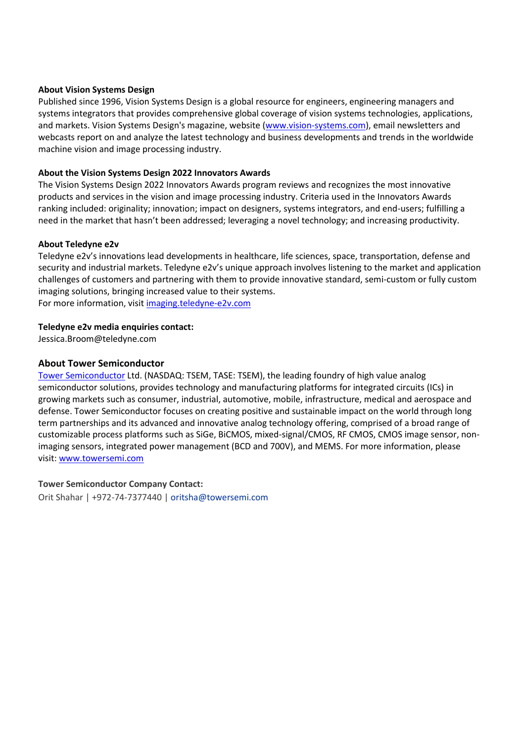**About Vision Systems Design**

Published since 1996, Vision Systems Design is a global resource for engineers, engineering managers and systems integrators that provides comprehensive global coverage of vision systems technologies, applications, and markets. Vision Systems Design's magazine, website (www.vision-systems.com), email newsletters and webcasts report on and analyze the latest technology and business developments and trends in the worldwide machine vision and image processing industry.

**About the Vision Systems Design 2022 Innovators Awards**

The Vision Systems Design 2022 Innovators Awards program reviews and recognizes the most innovative products and services in the vision and image processing industry. Criteria used in the Innovators Awards ranking included: originality; innovation; impact on designers, systems integrators, and end-users; fulfilling a need in the market that hasn't been addressed; leveraging a novel technology; and increasing productivity.

**About Teledyne e2v**

Teledyne e2v's innovations lead developments in healthcare, life sciences, space, transportation, defense and security and industrial markets. Teledyne e2v's unique approach involves listening to the market and application challenges of customers and partnering with them to provide innovative standard, semi-custom or fully custom imaging solutions, bringing increased value to their systems.
For more information, visit imaging.teledyne-e2v.com

**Teledyne e2v media enquiries contact:**
Jessica.Broom@teledyne.com

**About Tower Semiconductor**

Tower Semiconductor Ltd. (NASDAQ: TSEM, TASE: TSEM), the leading foundry of high value analog semiconductor solutions, provides technology and manufacturing platforms for integrated circuits (ICs) in growing markets such as consumer, industrial, automotive, mobile, infrastructure, medical and aerospace and defense. Tower Semiconductor focuses on creating positive and sustainable impact on the world through long term partnerships and its advanced and innovative analog technology offering, comprised of a broad range of customizable process platforms such as SiGe, BiCMOS, mixed-signal/CMOS, RF CMOS, CMOS image sensor, non-imaging sensors, integrated power management (BCD and 700V), and MEMS. For more information, please visit: www.towersemi.com

**Tower Semiconductor Company Contact:**
Orit Shahar | +972-74-7377440 | oritsha@towersemi.com